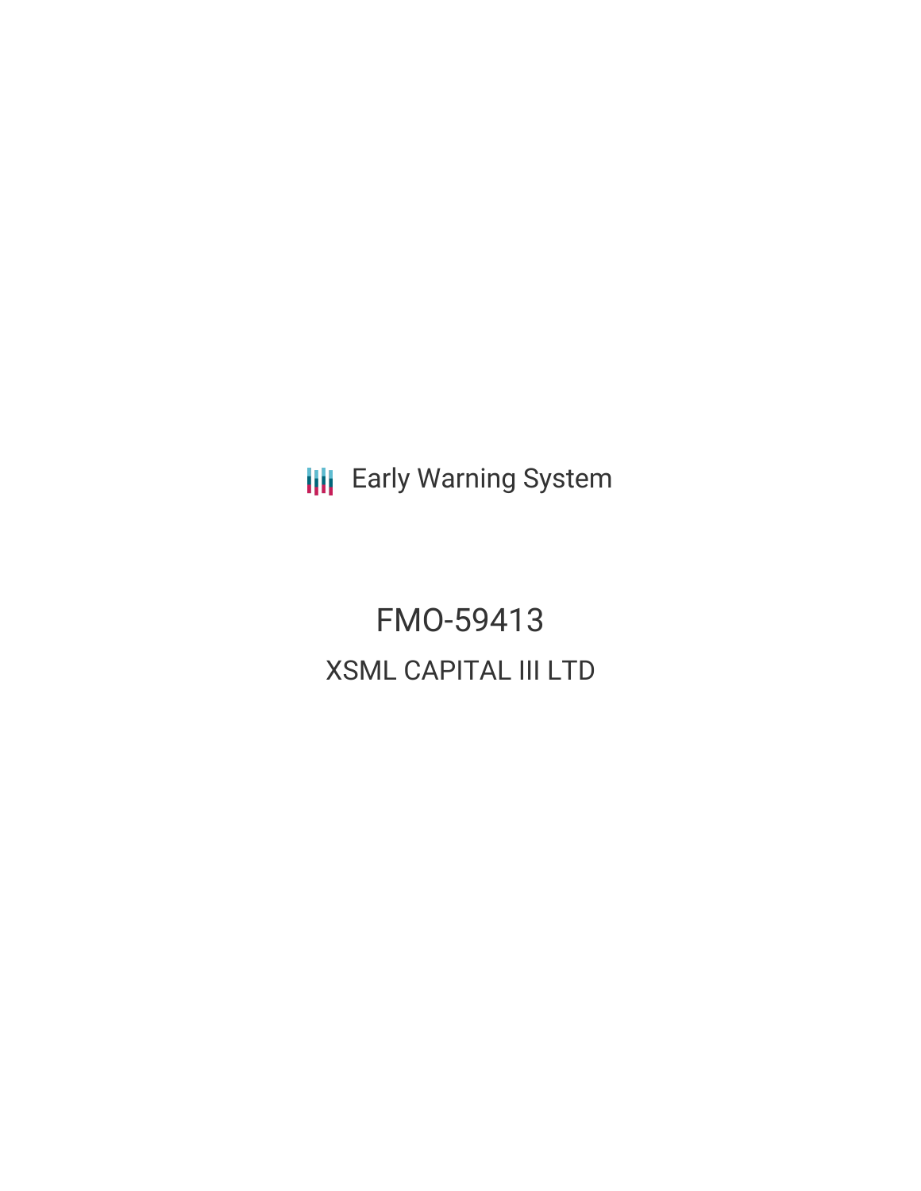Early Warning System

# FMO-59413

## XSML CAPITAL III LTD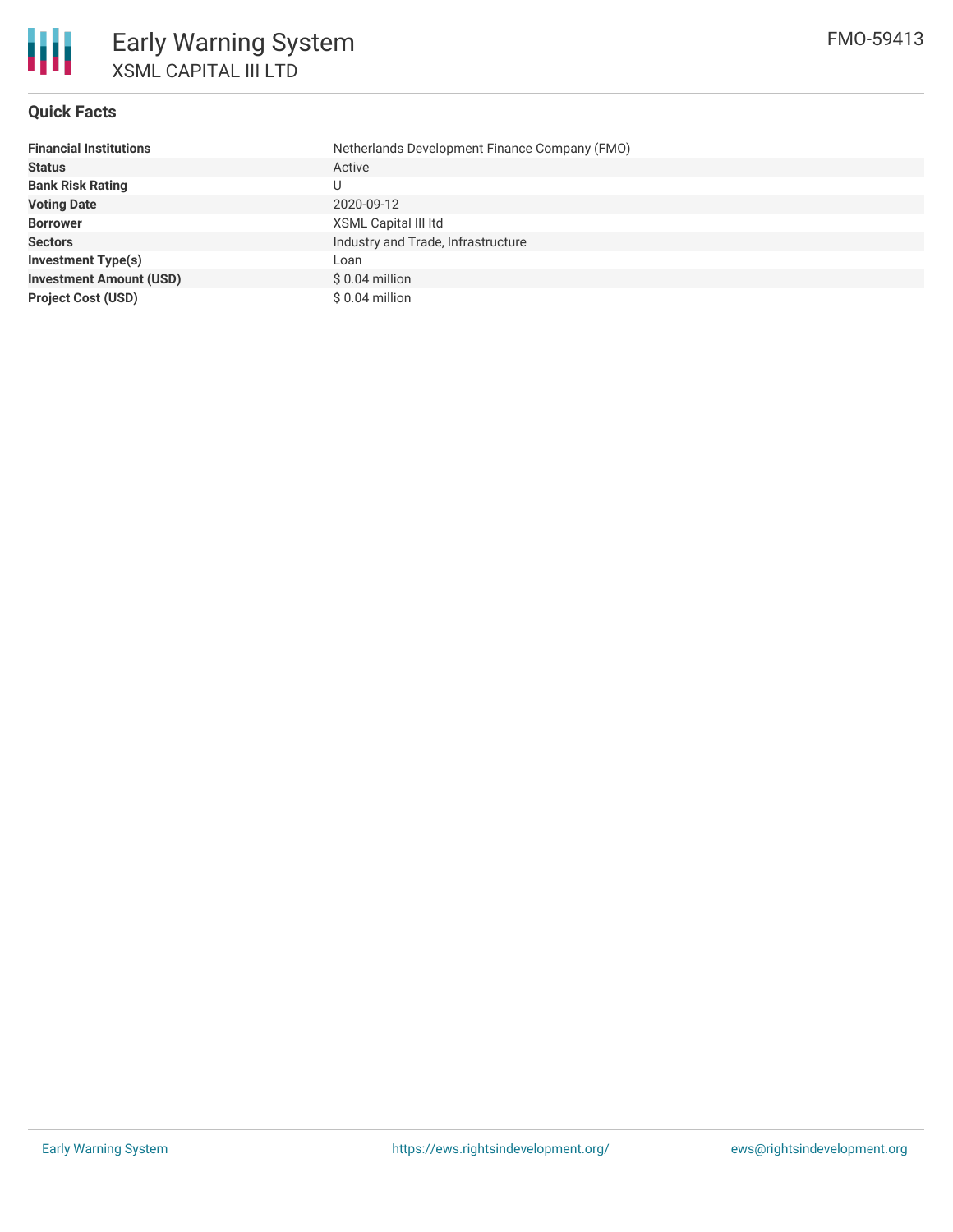# Early Warning System

## XSML CAPITAL III LTD

FMO-59413

### Quick Facts

| | |
|---|---|
| **Financial Institutions** | Netherlands Development Finance Company (FMO) |
| **Status** | Active |
| **Bank Risk Rating** | U |
| **Voting Date** | 2020-09-12 |
| **Borrower** | XSML Capital III ltd |
| **Sectors** | Industry and Trade, Infrastructure |
| **Investment Type(s)** | Loan |
| **Investment Amount (USD)** | $ 0.04 million |
| **Project Cost (USD)** | $ 0.04 million |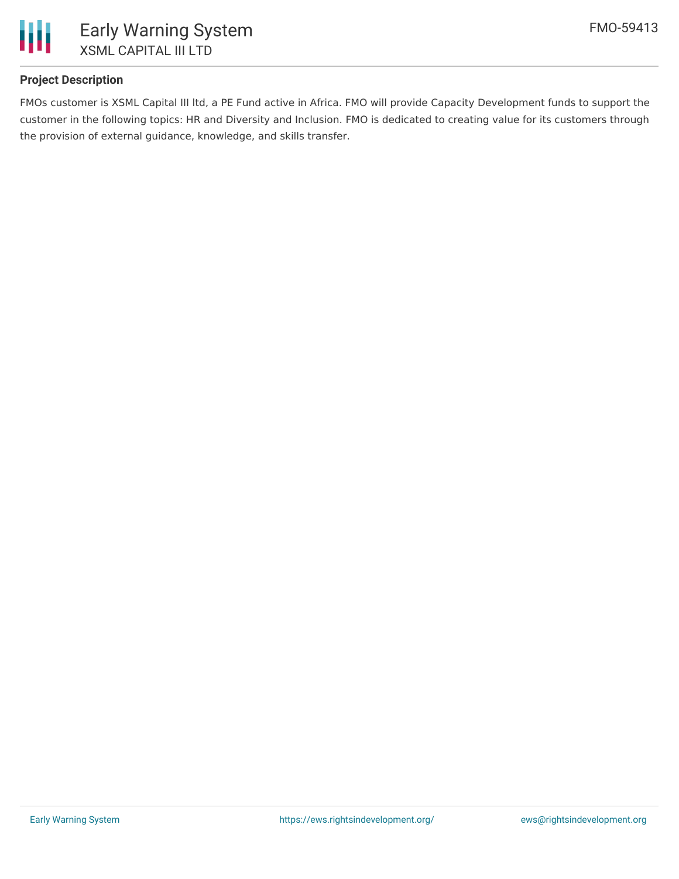## Project Description

FMOs customer is XSML Capital III ltd, a PE Fund active in Africa. FMO will provide Capacity Development funds to support the customer in the following topics: HR and Diversity and Inclusion. FMO is dedicated to creating value for its customers through the provision of external guidance, knowledge, and skills transfer.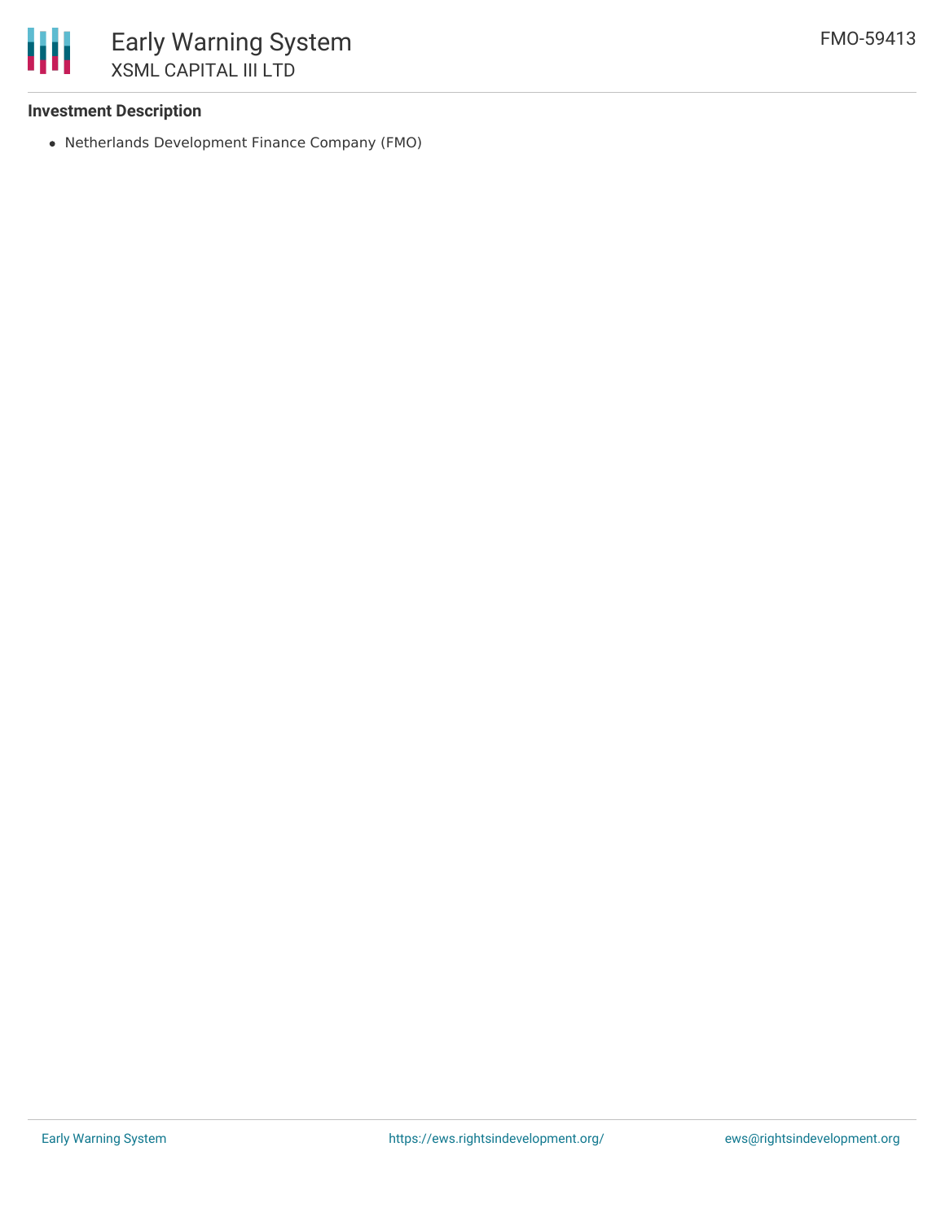**Investment Description**

- Netherlands Development Finance Company (FMO)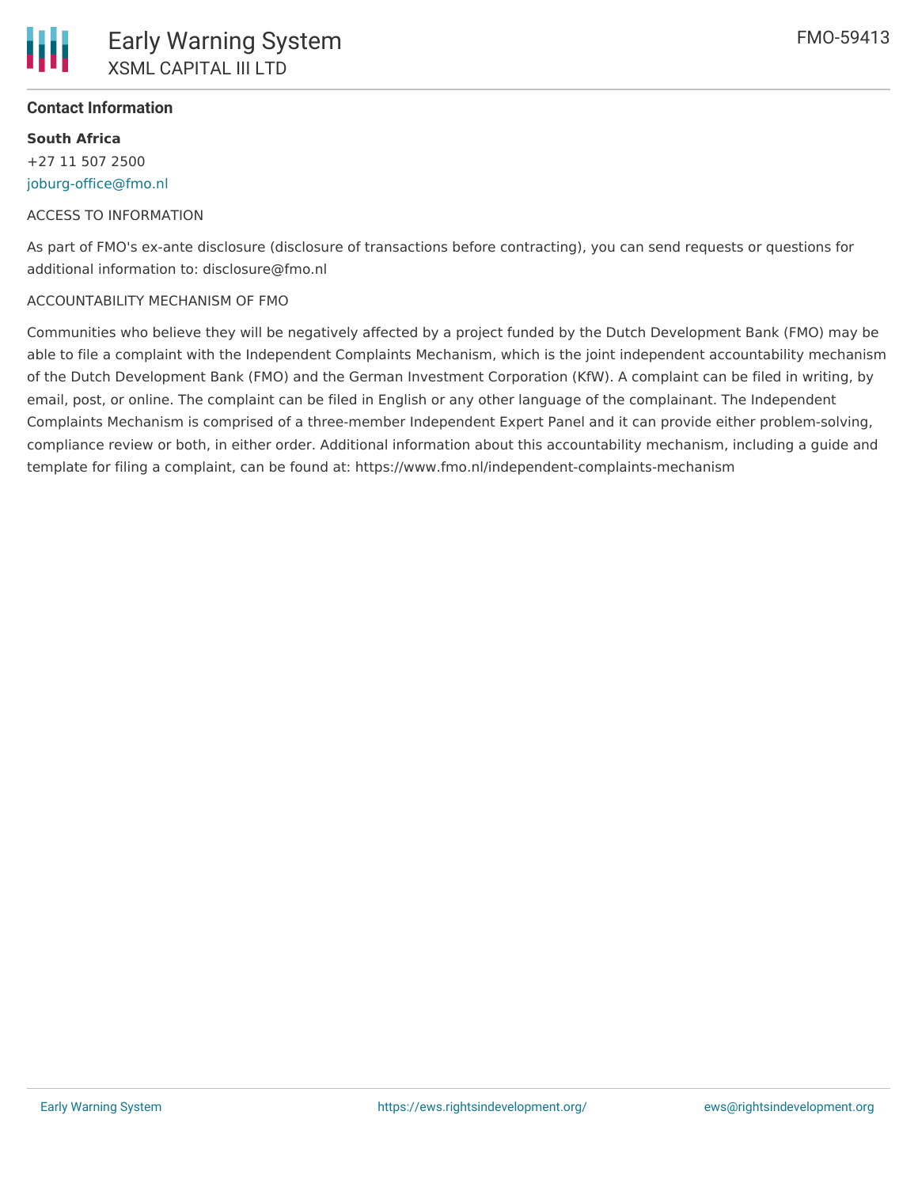**Contact Information**

**South Africa**

+27 11 507 2500

joburg-office@fmo.nl

ACCESS TO INFORMATION

As part of FMO's ex-ante disclosure (disclosure of transactions before contracting), you can send requests or questions for additional information to: disclosure@fmo.nl

ACCOUNTABILITY MECHANISM OF FMO

Communities who believe they will be negatively affected by a project funded by the Dutch Development Bank (FMO) may be able to file a complaint with the Independent Complaints Mechanism, which is the joint independent accountability mechanism of the Dutch Development Bank (FMO) and the German Investment Corporation (KfW). A complaint can be filed in writing, by email, post, or online. The complaint can be filed in English or any other language of the complainant. The Independent Complaints Mechanism is comprised of a three-member Independent Expert Panel and it can provide either problem-solving, compliance review or both, in either order. Additional information about this accountability mechanism, including a guide and template for filing a complaint, can be found at: https://www.fmo.nl/independent-complaints-mechanism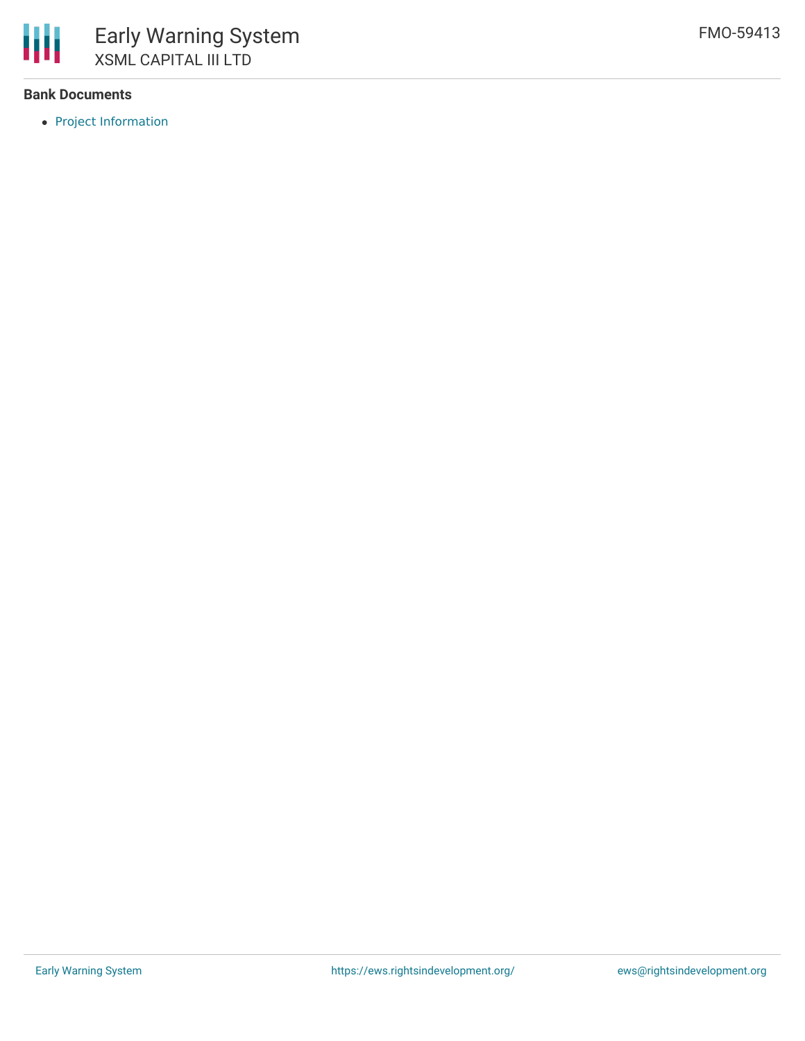**Bank Documents**

- Project Information